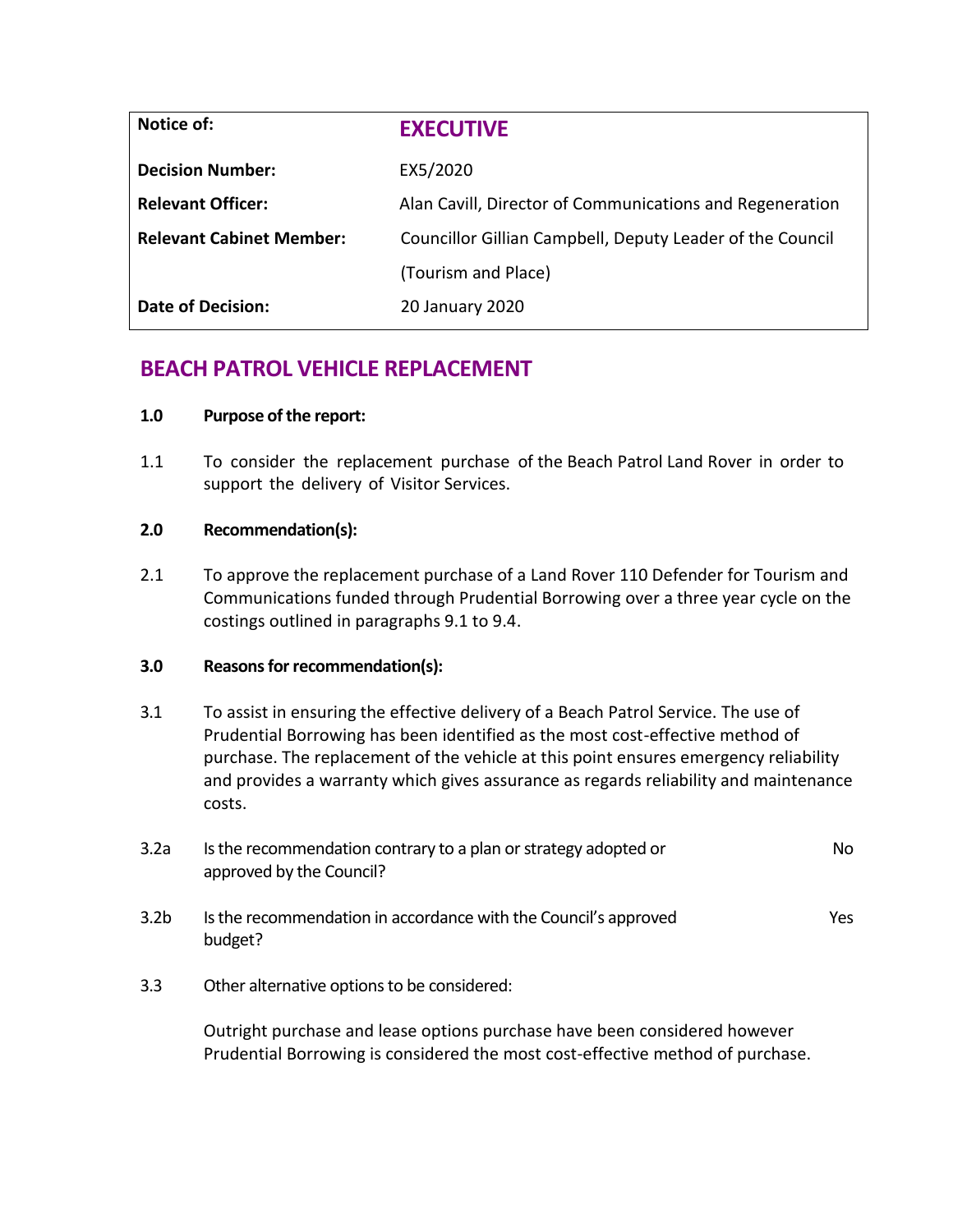| Notice of: | **EXECUTIVE** |
| --- | --- |
| **Decision Number:** | EX5/2020 |
| **Relevant Officer:** | Alan Cavill, Director of Communications and Regeneration |
| **Relevant Cabinet Member:** | Councillor Gillian Campbell, Deputy Leader of the Council (Tourism and Place) |
| **Date of Decision:** | 20 January 2020 |

# BEACH PATROL VEHICLE REPLACEMENT

**1.0 Purpose of the report:**

1.1 To consider the replacement purchase of the Beach Patrol Land Rover in order to support the delivery of Visitor Services.

**2.0 Recommendation(s):**

2.1 To approve the replacement purchase of a Land Rover 110 Defender for Tourism and Communications funded through Prudential Borrowing over a three year cycle on the costings outlined in paragraphs 9.1 to 9.4.

**3.0 Reasons for recommendation(s):**

3.1 To assist in ensuring the effective delivery of a Beach Patrol Service. The use of Prudential Borrowing has been identified as the most cost-effective method of purchase. The replacement of the vehicle at this point ensures emergency reliability and provides a warranty which gives assurance as regards reliability and maintenance costs.

3.2a Is the recommendation contrary to a plan or strategy adopted or approved by the Council? No

3.2b Is the recommendation in accordance with the Council's approved budget? Yes

3.3 Other alternative options to be considered:

Outright purchase and lease options purchase have been considered however Prudential Borrowing is considered the most cost-effective method of purchase.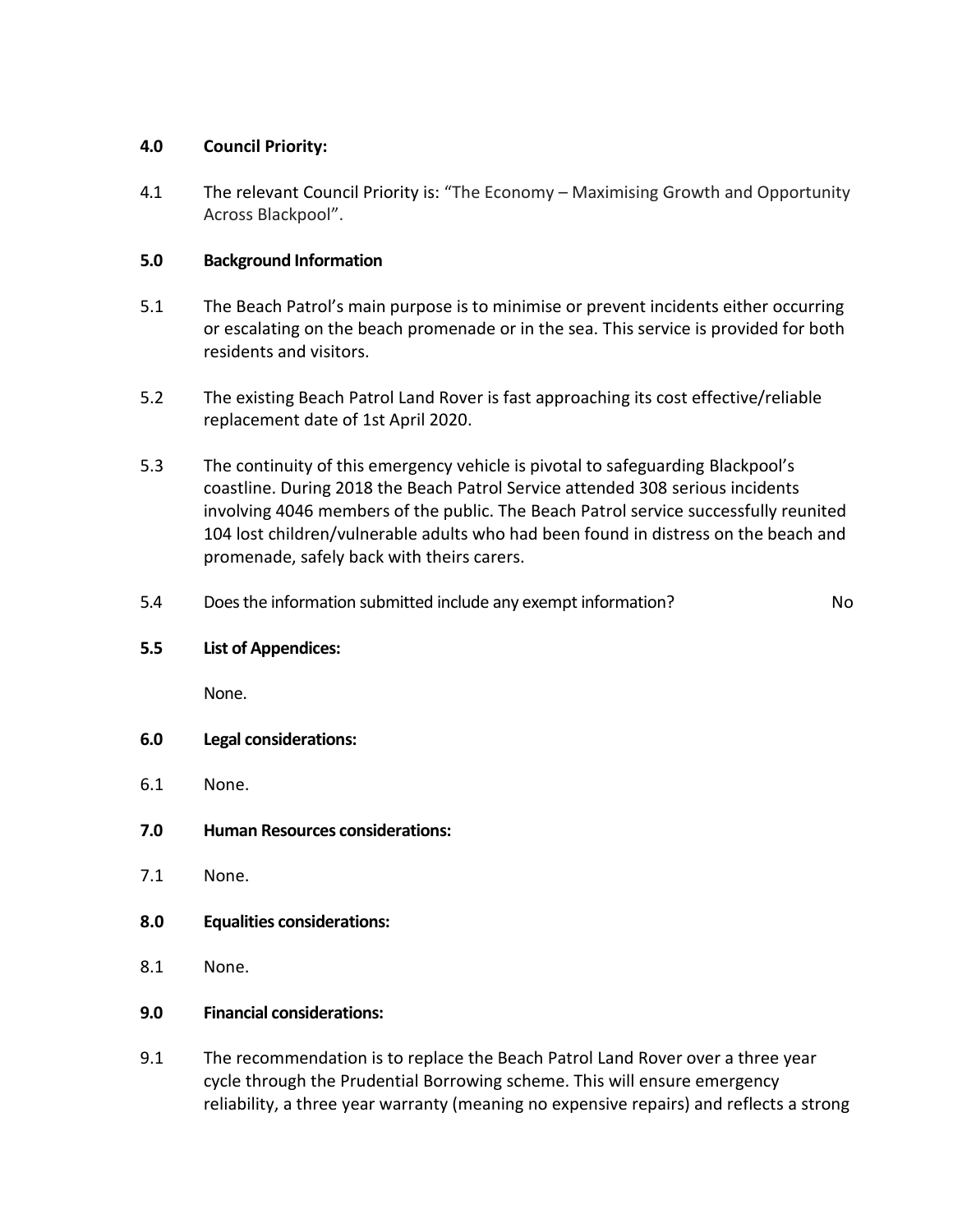**4.0 Council Priority:**

4.1 The relevant Council Priority is: "The Economy – Maximising Growth and Opportunity Across Blackpool".

**5.0 Background Information**

5.1 The Beach Patrol's main purpose is to minimise or prevent incidents either occurring or escalating on the beach promenade or in the sea. This service is provided for both residents and visitors.

5.2 The existing Beach Patrol Land Rover is fast approaching its cost effective/reliable replacement date of 1st April 2020.

5.3 The continuity of this emergency vehicle is pivotal to safeguarding Blackpool's coastline. During 2018 the Beach Patrol Service attended 308 serious incidents involving 4046 members of the public. The Beach Patrol service successfully reunited 104 lost children/vulnerable adults who had been found in distress on the beach and promenade, safely back with theirs carers.

5.4 Does the information submitted include any exempt information? No

**5.5 List of Appendices:**

None.

**6.0 Legal considerations:**

6.1 None.

**7.0 Human Resources considerations:**

7.1 None.

**8.0 Equalities considerations:**

8.1 None.

**9.0 Financial considerations:**

9.1 The recommendation is to replace the Beach Patrol Land Rover over a three year cycle through the Prudential Borrowing scheme. This will ensure emergency reliability, a three year warranty (meaning no expensive repairs) and reflects a strong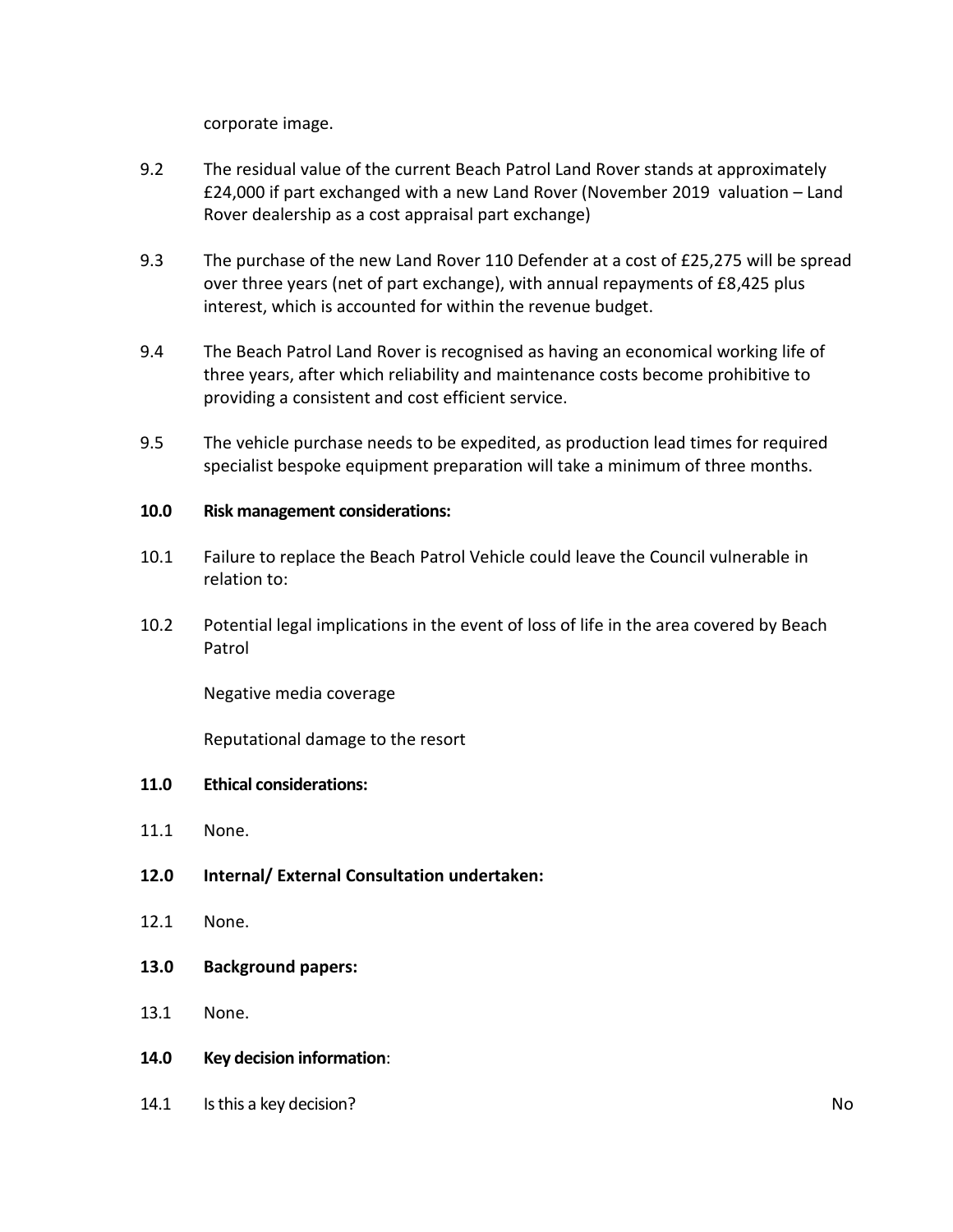corporate image.

9.2 The residual value of the current Beach Patrol Land Rover stands at approximately £24,000 if part exchanged with a new Land Rover (November 2019 valuation – Land Rover dealership as a cost appraisal part exchange)

9.3 The purchase of the new Land Rover 110 Defender at a cost of £25,275 will be spread over three years (net of part exchange), with annual repayments of £8,425 plus interest, which is accounted for within the revenue budget.

9.4 The Beach Patrol Land Rover is recognised as having an economical working life of three years, after which reliability and maintenance costs become prohibitive to providing a consistent and cost efficient service.

9.5 The vehicle purchase needs to be expedited, as production lead times for required specialist bespoke equipment preparation will take a minimum of three months.

**10.0 Risk management considerations:**

10.1 Failure to replace the Beach Patrol Vehicle could leave the Council vulnerable in relation to:

10.2 Potential legal implications in the event of loss of life in the area covered by Beach Patrol

Negative media coverage

Reputational damage to the resort

**11.0 Ethical considerations:**

11.1 None.

**12.0 Internal/ External Consultation undertaken:**

12.1 None.

**13.0 Background papers:**

13.1 None.

**14.0 Key decision information**:

14.1 Is this a key decision? No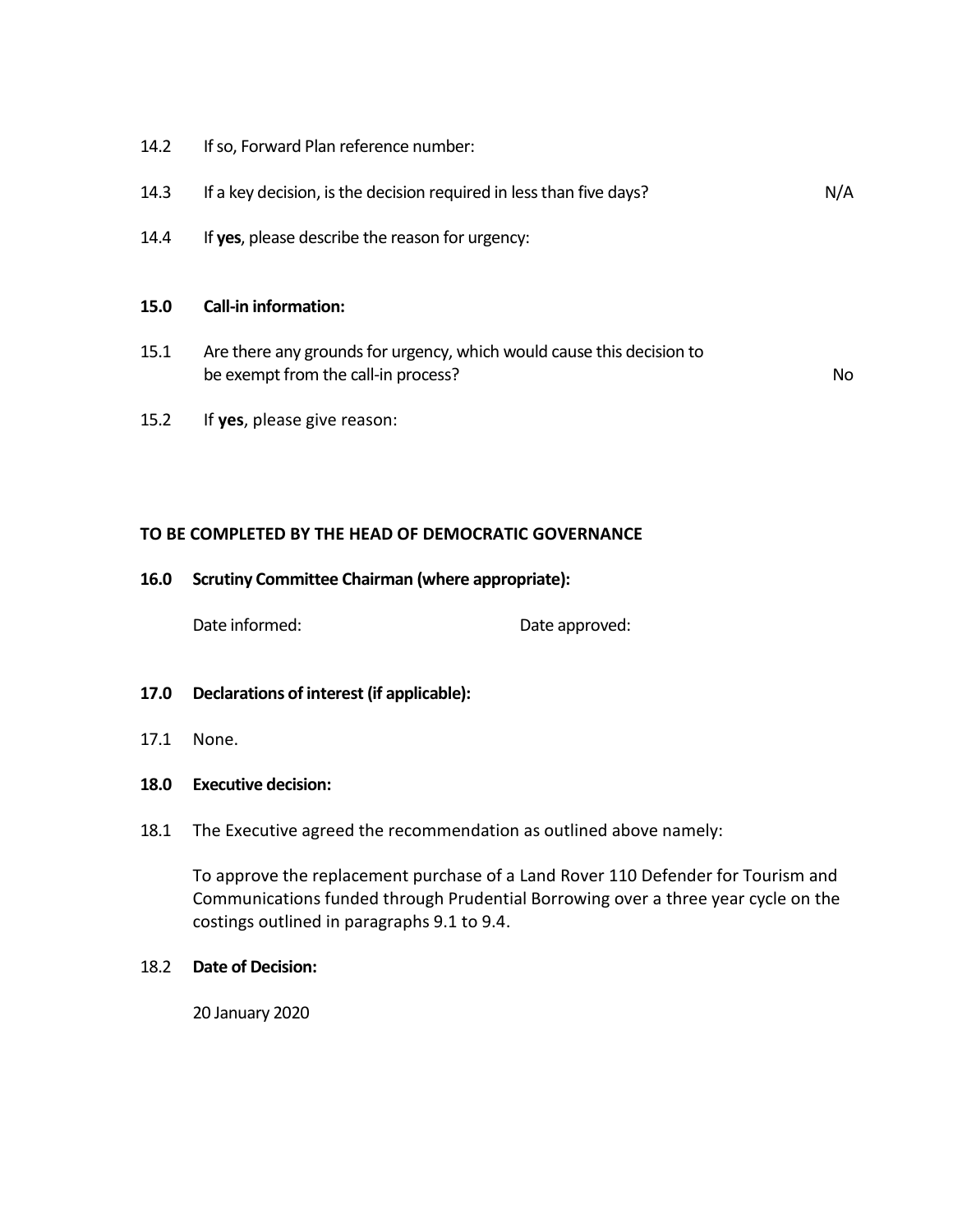14.2 If so, Forward Plan reference number:

14.3 If a key decision, is the decision required in less than five days? N/A

14.4 If **yes**, please describe the reason for urgency:

**15.0 Call-in information:**

15.1 Are there any grounds for urgency, which would cause this decision to be exempt from the call-in process? No

15.2 If **yes**, please give reason:

**TO BE COMPLETED BY THE HEAD OF DEMOCRATIC GOVERNANCE**

**16.0 Scrutiny Committee Chairman (where appropriate):**

Date informed: Date approved:

**17.0 Declarations of interest (if applicable):**

17.1 None.

**18.0 Executive decision:**

18.1 The Executive agreed the recommendation as outlined above namely:

To approve the replacement purchase of a Land Rover 110 Defender for Tourism and Communications funded through Prudential Borrowing over a three year cycle on the costings outlined in paragraphs 9.1 to 9.4.

18.2 **Date of Decision:**

20 January 2020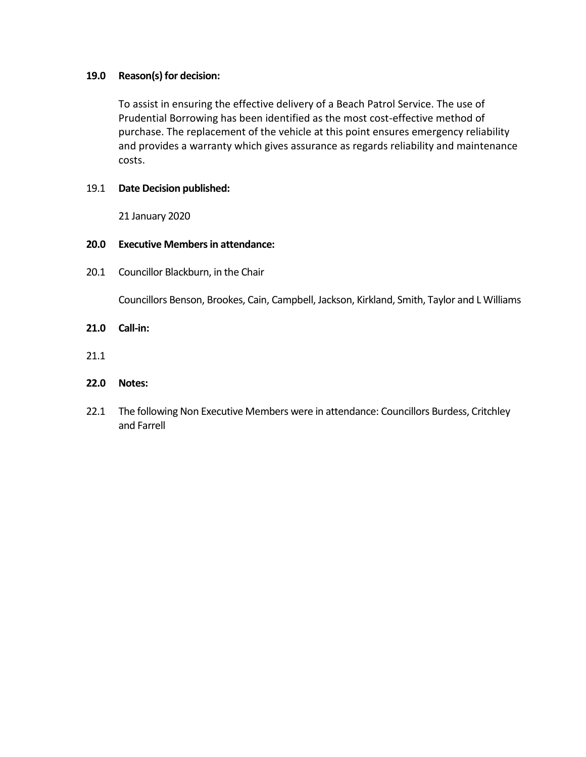**19.0 Reason(s) for decision:**

To assist in ensuring the effective delivery of a Beach Patrol Service. The use of Prudential Borrowing has been identified as the most cost-effective method of purchase. The replacement of the vehicle at this point ensures emergency reliability and provides a warranty which gives assurance as regards reliability and maintenance costs.

19.1 **Date Decision published:**

21 January 2020

**20.0 Executive Members in attendance:**

20.1 Councillor Blackburn, in the Chair

Councillors Benson, Brookes, Cain, Campbell, Jackson, Kirkland, Smith, Taylor and L Williams

**21.0 Call-in:**

21.1

**22.0 Notes:**

22.1 The following Non Executive Members were in attendance: Councillors Burdess, Critchley and Farrell